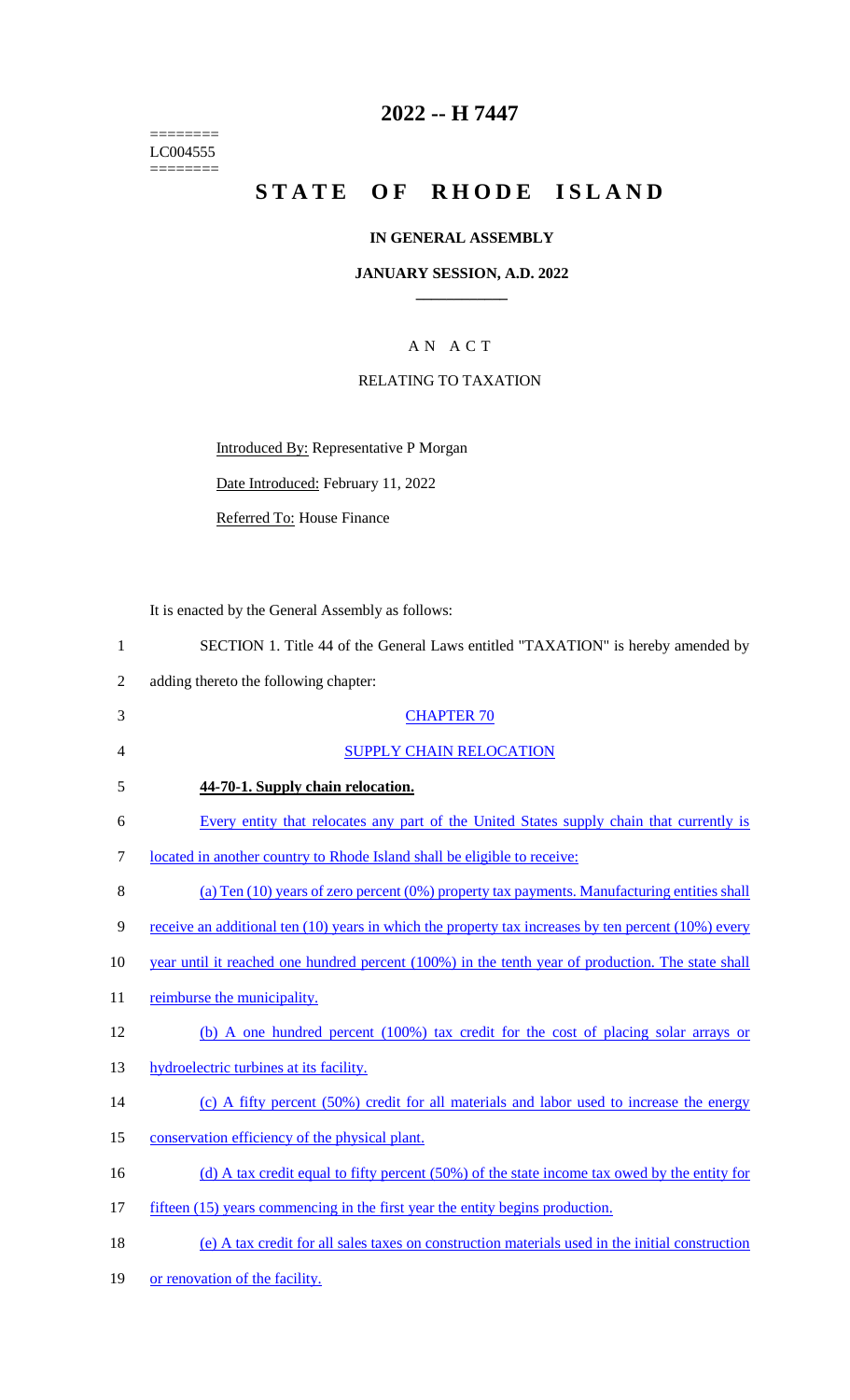========
LC004555
========

# 2022 -- H 7447

# STATE OF RHODE ISLAND

## IN GENERAL ASSEMBLY

### JANUARY SESSION, A.D. 2022

A N A C T

RELATING TO TAXATION

Introduced By: Representative P Morgan

Date Introduced: February 11, 2022

Referred To: House Finance

It is enacted by the General Assembly as follows:

1 SECTION 1. Title 44 of the General Laws entitled "TAXATION" is hereby amended by
2 adding thereto the following chapter:

3 CHAPTER 70

4 SUPPLY CHAIN RELOCATION

5 **44-70-1. Supply chain relocation.**

6 Every entity that relocates any part of the United States supply chain that currently is
7 located in another country to Rhode Island shall be eligible to receive:

8 (a) Ten (10) years of zero percent (0%) property tax payments. Manufacturing entities shall
9 receive an additional ten (10) years in which the property tax increases by ten percent (10%) every
10 year until it reached one hundred percent (100%) in the tenth year of production. The state shall
11 reimburse the municipality.

12 (b) A one hundred percent (100%) tax credit for the cost of placing solar arrays or
13 hydroelectric turbines at its facility.

14 (c) A fifty percent (50%) credit for all materials and labor used to increase the energy
15 conservation efficiency of the physical plant.

16 (d) A tax credit equal to fifty percent (50%) of the state income tax owed by the entity for
17 fifteen (15) years commencing in the first year the entity begins production.

18 (e) A tax credit for all sales taxes on construction materials used in the initial construction
19 or renovation of the facility.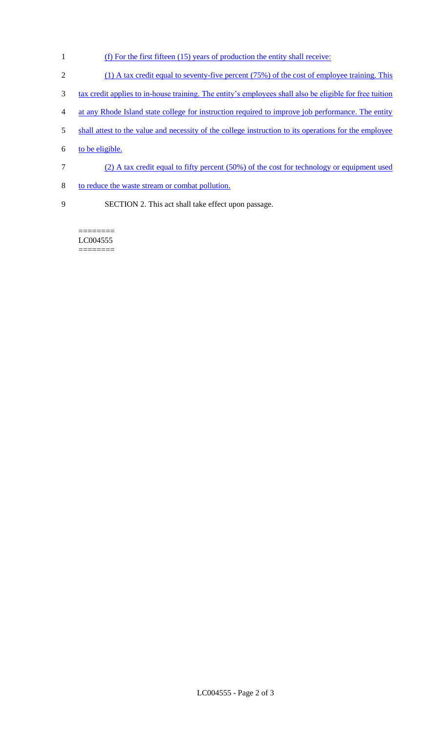(f) For the first fifteen (15) years of production the entity shall receive:

(1) A tax credit equal to seventy-five percent (75%) of the cost of employee training. This tax credit applies to in-house training. The entity's employees shall also be eligible for free tuition at any Rhode Island state college for instruction required to improve job performance. The entity shall attest to the value and necessity of the college instruction to its operations for the employee to be eligible.

(2) A tax credit equal to fifty percent (50%) of the cost for technology or equipment used to reduce the waste stream or combat pollution.

SECTION 2. This act shall take effect upon passage.

========
LC004555
========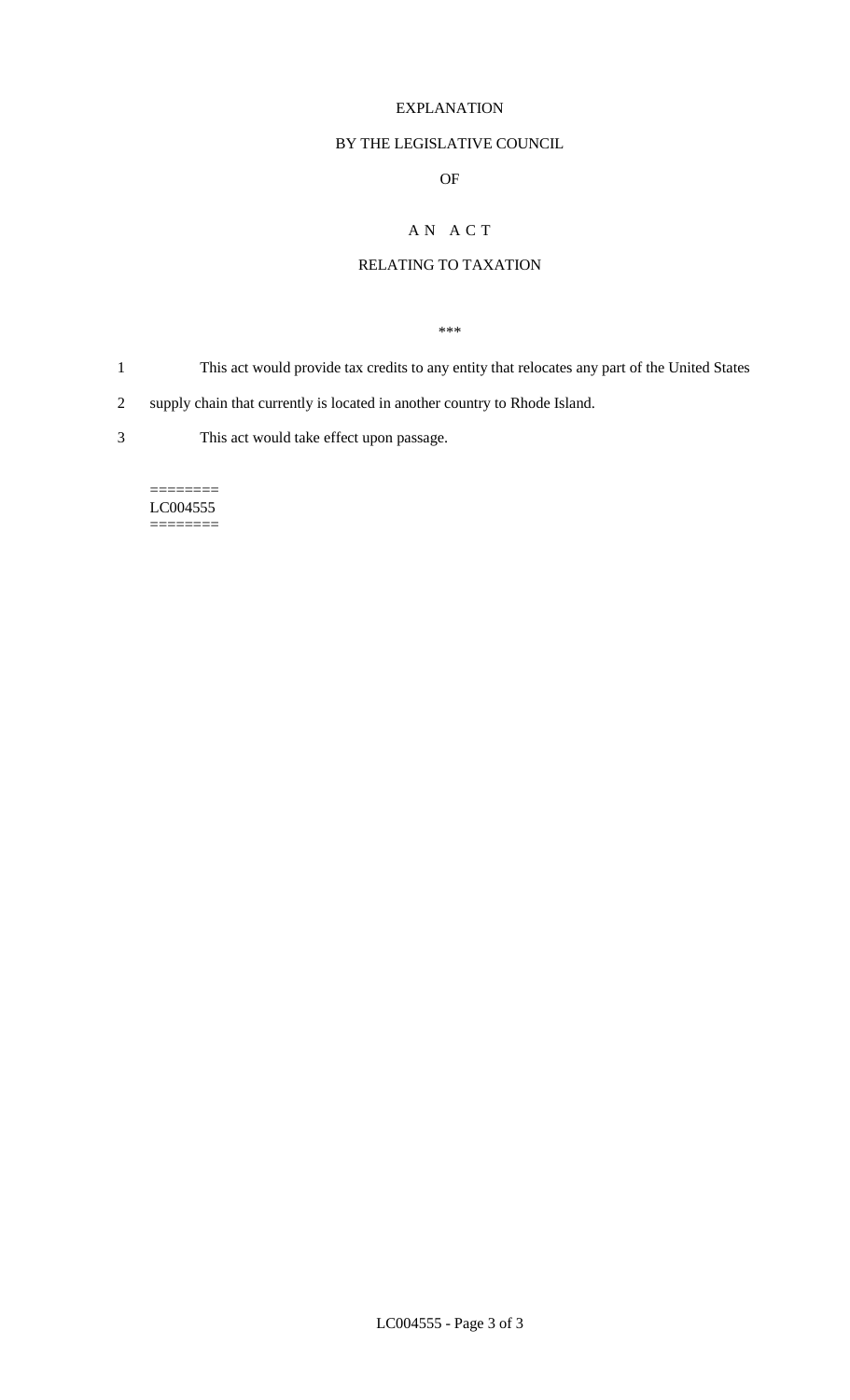EXPLANATION

BY THE LEGISLATIVE COUNCIL

OF

A N A C T

RELATING TO TAXATION

\*\*\*

1 This act would provide tax credits to any entity that relocates any part of the United States

2 supply chain that currently is located in another country to Rhode Island.

3 This act would take effect upon passage.

========
LC004555
========